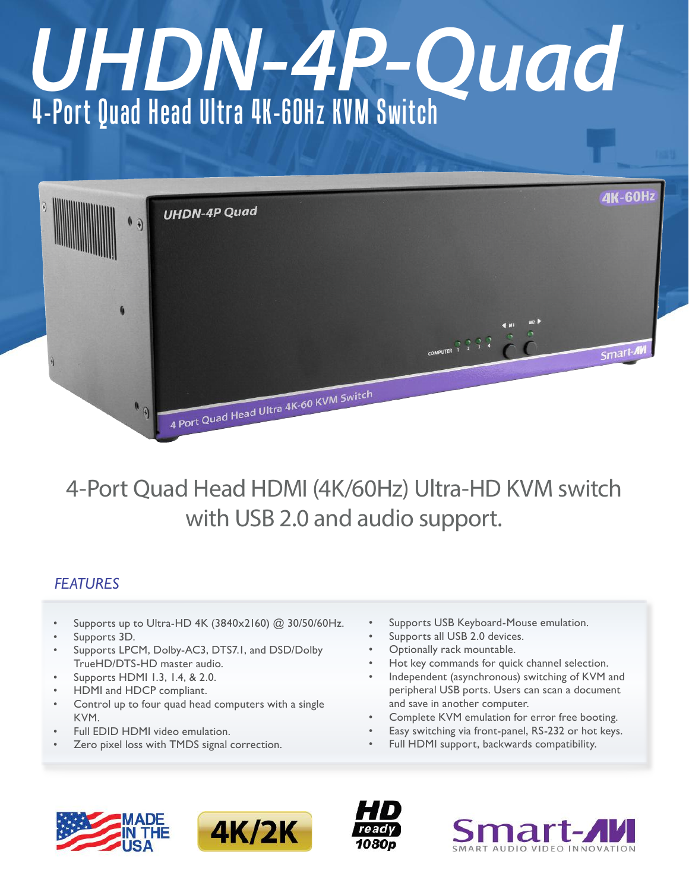# UHDN-4P-Quad

## 4-Port Quad Head Ultra 4K-60Hz KVM Switch

4-Port Quad Head HDMI (4K/60Hz) Ultra-HD KVM switch with USB 2.0 and audio support.

### *FEATURES*

- Supports up to Ultra-HD 4K (3840x2160) @ 30/50/60Hz.
- Supports 3D.
- Supports LPCM, Dolby-AC3, DTS7.1, and DSD/Dolby TrueHD/DTS-HD master audio.
- Supports HDMI 1.3, 1.4, & 2.0.
- HDMI and HDCP compliant.
- Control up to four quad head computers with a single KVM.
- Full EDID HDMI video emulation.
- Zero pixel loss with TMDS signal correction.
- Supports USB Keyboard-Mouse emulation.
- Supports all USB 2.0 devices.
- Optionally rack mountable.
- Hot key commands for quick channel selection.
- Independent (asynchronous) switching of KVM and peripheral USB ports. Users can scan a document and save in another computer.
- Complete KVM emulation for error free booting.
- Easy switching via front-panel, RS-232 or hot keys.
- Full HDMI support, backwards compatibility.

MADE IN THE USA

4K/2K

HD ready 1080p

Smart-AVI
SMART AUDIO VIDEO INNOVATION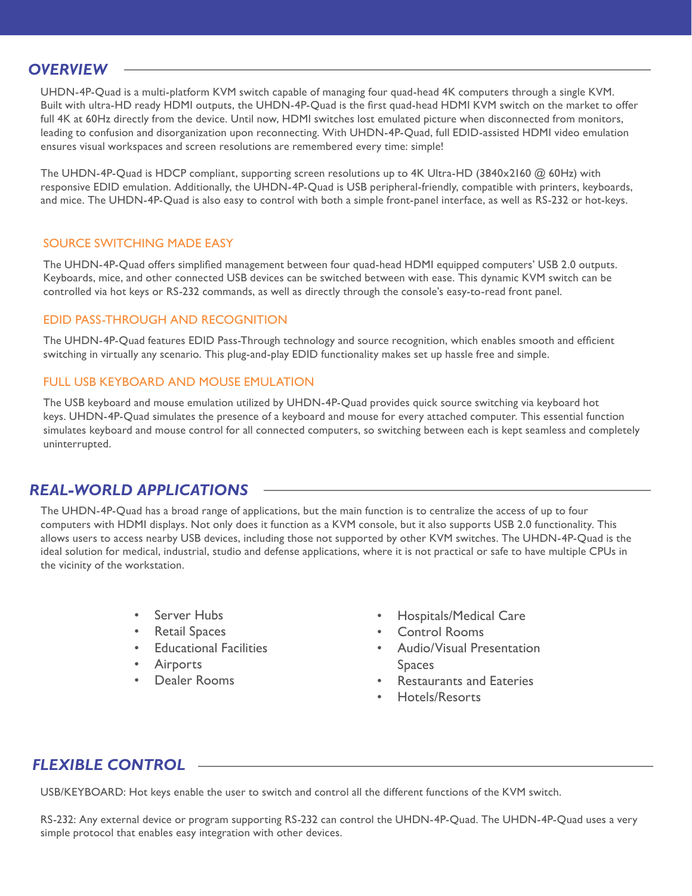## *OVERVIEW*

UHDN-4P-Quad is a multi-platform KVM switch capable of managing four quad-head 4K computers through a single KVM. Built with ultra-HD ready HDMI outputs, the UHDN-4P-Quad is the first quad-head HDMI KVM switch on the market to offer full 4K at 60Hz directly from the device. Until now, HDMI switches lost emulated picture when disconnected from monitors, leading to confusion and disorganization upon reconnecting. With UHDN-4P-Quad, full EDID-assisted HDMI video emulation ensures visual workspaces and screen resolutions are remembered every time: simple!

The UHDN-4P-Quad is HDCP compliant, supporting screen resolutions up to 4K Ultra-HD (3840x2160 @ 60Hz) with responsive EDID emulation. Additionally, the UHDN-4P-Quad is USB peripheral-friendly, compatible with printers, keyboards, and mice. The UHDN-4P-Quad is also easy to control with both a simple front-panel interface, as well as RS-232 or hot-keys.

### SOURCE SWITCHING MADE EASY

The UHDN-4P-Quad offers simplified management between four quad-head HDMI equipped computers' USB 2.0 outputs. Keyboards, mice, and other connected USB devices can be switched between with ease. This dynamic KVM switch can be controlled via hot keys or RS-232 commands, as well as directly through the console's easy-to-read front panel.

### EDID PASS-THROUGH AND RECOGNITION

The UHDN-4P-Quad features EDID Pass-Through technology and source recognition, which enables smooth and efficient switching in virtually any scenario. This plug-and-play EDID functionality makes set up hassle free and simple.

### FULL USB KEYBOARD AND MOUSE EMULATION

The USB keyboard and mouse emulation utilized by UHDN-4P-Quad provides quick source switching via keyboard hot keys. UHDN-4P-Quad simulates the presence of a keyboard and mouse for every attached computer. This essential function simulates keyboard and mouse control for all connected computers, so switching between each is kept seamless and completely uninterrupted.

## *REAL-WORLD APPLICATIONS*

The UHDN-4P-Quad has a broad range of applications, but the main function is to centralize the access of up to four computers with HDMI displays. Not only does it function as a KVM console, but it also supports USB 2.0 functionality. This allows users to access nearby USB devices, including those not supported by other KVM switches. The UHDN-4P-Quad is the ideal solution for medical, industrial, studio and defense applications, where it is not practical or safe to have multiple CPUs in the vicinity of the workstation.

- Server Hubs
- Retail Spaces
- Educational Facilities
- Airports
- Dealer Rooms
- Hospitals/Medical Care
- Control Rooms
- Audio/Visual Presentation Spaces
- Restaurants and Eateries
- Hotels/Resorts

## *FLEXIBLE CONTROL*

USB/KEYBOARD: Hot keys enable the user to switch and control all the different functions of the KVM switch.

RS-232: Any external device or program supporting RS-232 can control the UHDN-4P-Quad. The UHDN-4P-Quad uses a very simple protocol that enables easy integration with other devices.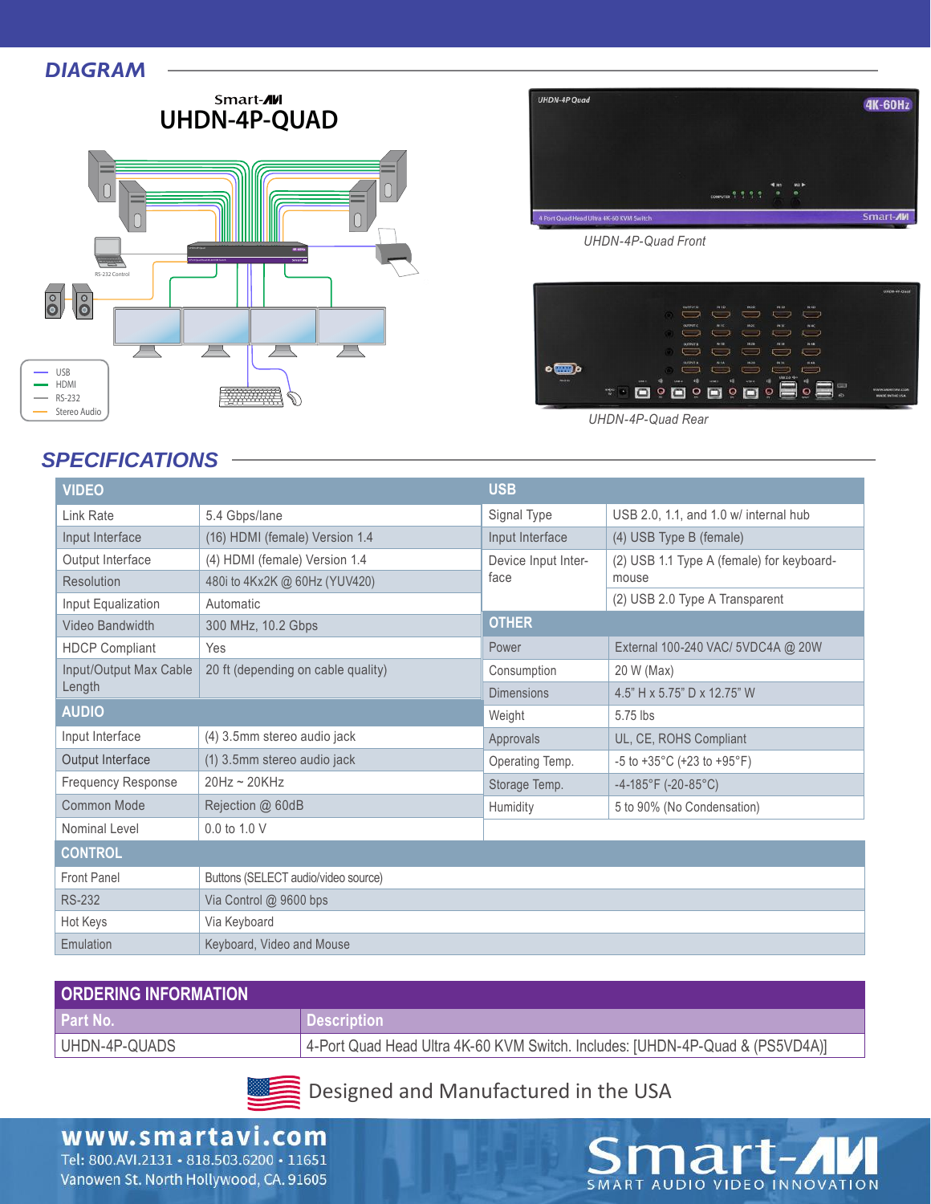## DIAGRAM

Smart-AVI
UHDN-4P-QUAD

RS-232 Control

USB
HDMI
RS-232
Stereo Audio

UHDN-4P-Quad Front

UHDN-4P-Quad Rear

## SPECIFICATIONS

| VIDEO | |
|---|---|
| Link Rate | 5.4 Gbps/lane |
| Input Interface | (16) HDMI (female) Version 1.4 |
| Output Interface | (4) HDMI (female) Version 1.4 |
| Resolution | 480i to 4Kx2K @ 60Hz (YUV420) |
| Input Equalization | Automatic |
| Video Bandwidth | 300 MHz, 10.2 Gbps |
| HDCP Compliant | Yes |
| Input/Output Max Cable Length | 20 ft (depending on cable quality) |

| AUDIO | |
|---|---|
| Input Interface | (4) 3.5mm stereo audio jack |
| Output Interface | (1) 3.5mm stereo audio jack |
| Frequency Response | 20Hz ~ 20KHz |
| Common Mode | Rejection @ 60dB |
| Nominal Level | 0.0 to 1.0 V |

| USB | |
|---|---|
| Signal Type | USB 2.0, 1.1, and 1.0 w/ internal hub |
| Input Interface | (4) USB Type B (female) |
| Device Input Interface | (2) USB 1.1 Type A (female) for keyboard-mouse |
| | (2) USB 2.0 Type A Transparent |

| OTHER | |
|---|---|
| Power | External 100-240 VAC/ 5VDC4A @ 20W |
| Consumption | 20 W (Max) |
| Dimensions | 4.5" H x 5.75" D x 12.75" W |
| Weight | 5.75 lbs |
| Approvals | UL, CE, ROHS Compliant |
| Operating Temp. | -5 to +35°C (+23 to +95°F) |
| Storage Temp. | -4-185°F (-20-85°C) |
| Humidity | 5 to 90% (No Condensation) |

| CONTROL | |
|---|---|
| Front Panel | Buttons (SELECT audio/video source) |
| RS-232 | Via Control @ 9600 bps |
| Hot Keys | Via Keyboard |
| Emulation | Keyboard, Video and Mouse |

## ORDERING INFORMATION

| Part No. | Description |
|---|---|
| UHDN-4P-QUADS | 4-Port Quad Head Ultra 4K-60 KVM Switch. Includes: [UHDN-4P-Quad & (PS5VD4A)] |

Designed and Manufactured in the USA

**www.smartavi.com**
Tel: 800.AVI.2131 • 818.503.6200 • 11651 Vanowen St. North Hollywood, CA. 91605

Smart-AVI
SMART AUDIO VIDEO INNOVATION